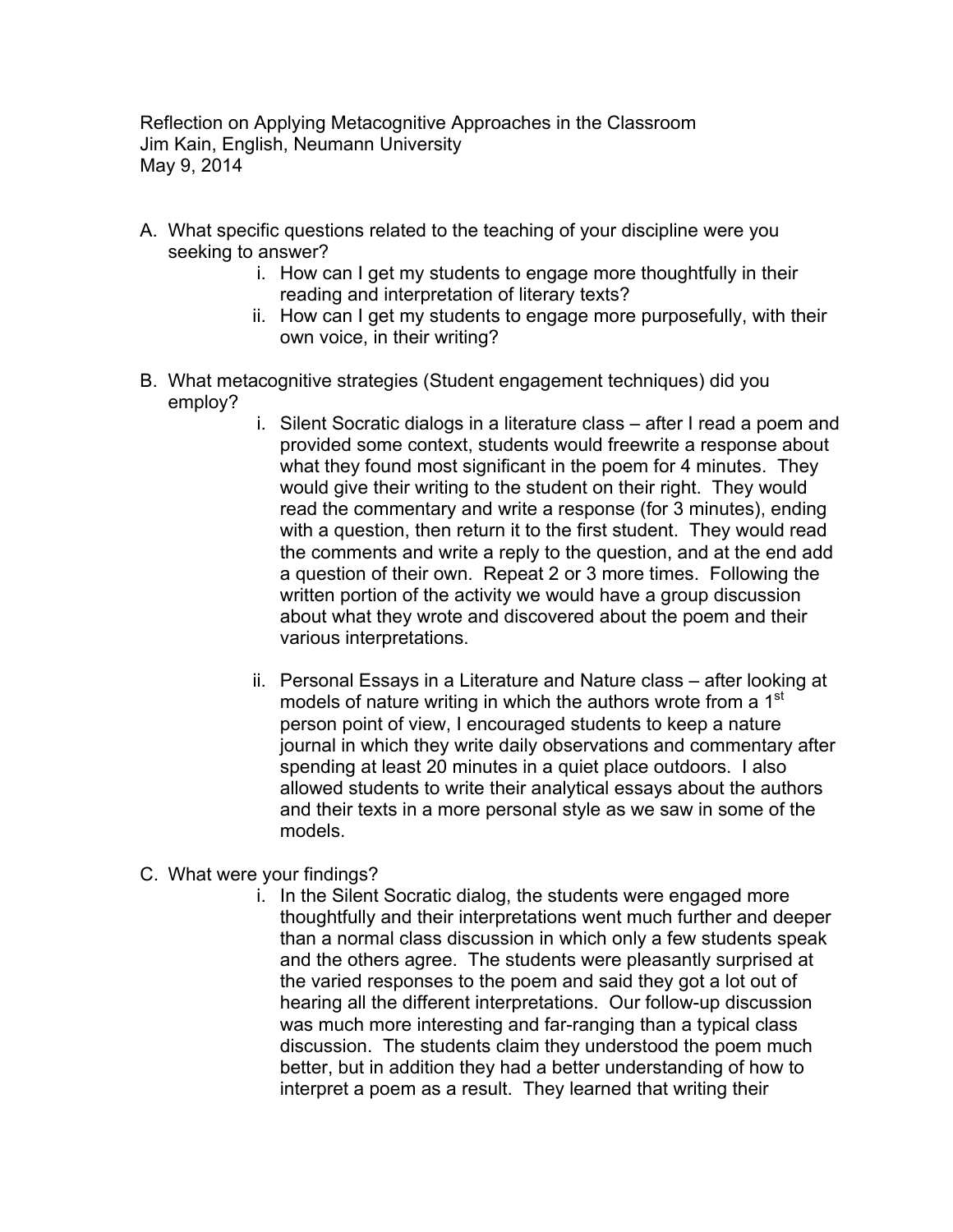Reflection on Applying Metacognitive Approaches in the Classroom
Jim Kain, English, Neumann University
May 9, 2014

A. What specific questions related to the teaching of your discipline were you seeking to answer?
    i. How can I get my students to engage more thoughtfully in their reading and interpretation of literary texts?
    ii. How can I get my students to engage more purposefully, with their own voice, in their writing?

B. What metacognitive strategies (Student engagement techniques) did you employ?
    i. Silent Socratic dialogs in a literature class – after I read a poem and provided some context, students would freewrite a response about what they found most significant in the poem for 4 minutes. They would give their writing to the student on their right. They would read the commentary and write a response (for 3 minutes), ending with a question, then return it to the first student. They would read the comments and write a reply to the question, and at the end add a question of their own. Repeat 2 or 3 more times. Following the written portion of the activity we would have a group discussion about what they wrote and discovered about the poem and their various interpretations.

    ii. Personal Essays in a Literature and Nature class – after looking at models of nature writing in which the authors wrote from a 1st person point of view, I encouraged students to keep a nature journal in which they write daily observations and commentary after spending at least 20 minutes in a quiet place outdoors. I also allowed students to write their analytical essays about the authors and their texts in a more personal style as we saw in some of the models.

C. What were your findings?
    i. In the Silent Socratic dialog, the students were engaged more thoughtfully and their interpretations went much further and deeper than a normal class discussion in which only a few students speak and the others agree. The students were pleasantly surprised at the varied responses to the poem and said they got a lot out of hearing all the different interpretations. Our follow-up discussion was much more interesting and far-ranging than a typical class discussion. The students claim they understood the poem much better, but in addition they had a better understanding of how to interpret a poem as a result. They learned that writing their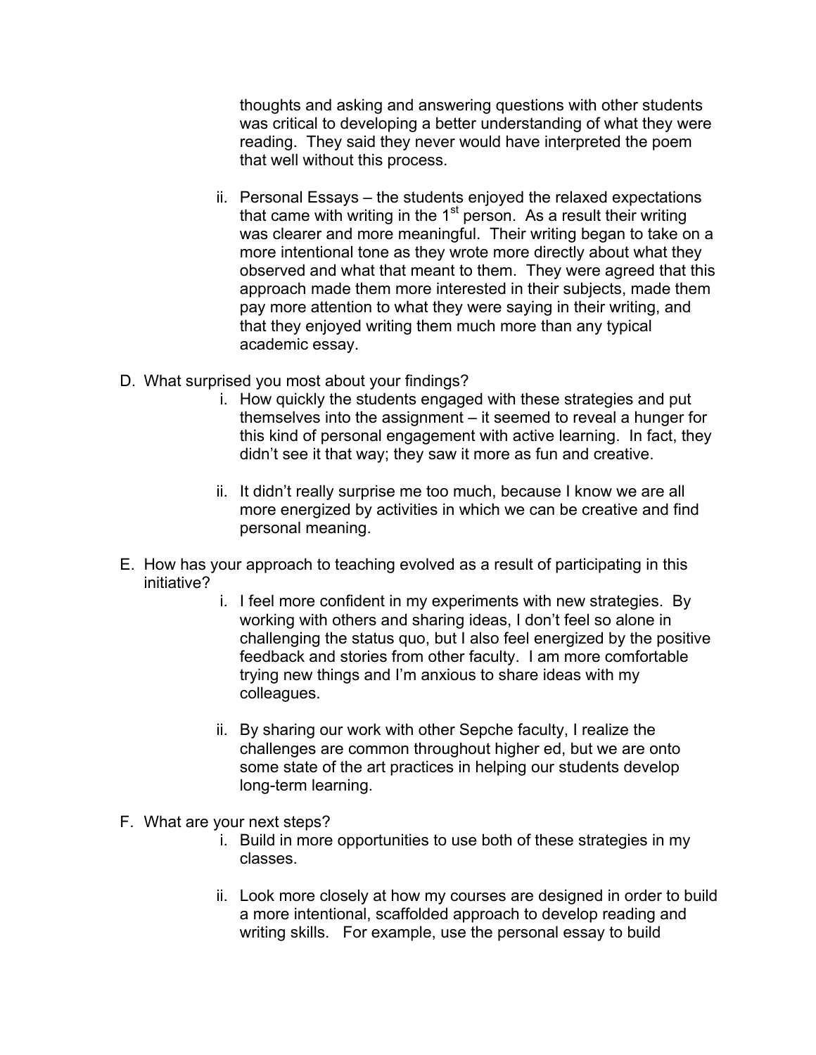thoughts and asking and answering questions with other students was critical to developing a better understanding of what they were reading. They said they never would have interpreted the poem that well without this process.

ii. Personal Essays – the students enjoyed the relaxed expectations that came with writing in the 1st person. As a result their writing was clearer and more meaningful. Their writing began to take on a more intentional tone as they wrote more directly about what they observed and what that meant to them. They were agreed that this approach made them more interested in their subjects, made them pay more attention to what they were saying in their writing, and that they enjoyed writing them much more than any typical academic essay.

D. What surprised you most about your findings?

i. How quickly the students engaged with these strategies and put themselves into the assignment – it seemed to reveal a hunger for this kind of personal engagement with active learning. In fact, they didn't see it that way; they saw it more as fun and creative.

ii. It didn't really surprise me too much, because I know we are all more energized by activities in which we can be creative and find personal meaning.

E. How has your approach to teaching evolved as a result of participating in this initiative?

i. I feel more confident in my experiments with new strategies. By working with others and sharing ideas, I don't feel so alone in challenging the status quo, but I also feel energized by the positive feedback and stories from other faculty. I am more comfortable trying new things and I'm anxious to share ideas with my colleagues.

ii. By sharing our work with other Sepche faculty, I realize the challenges are common throughout higher ed, but we are onto some state of the art practices in helping our students develop long-term learning.

F. What are your next steps?

i. Build in more opportunities to use both of these strategies in my classes.

ii. Look more closely at how my courses are designed in order to build a more intentional, scaffolded approach to develop reading and writing skills. For example, use the personal essay to build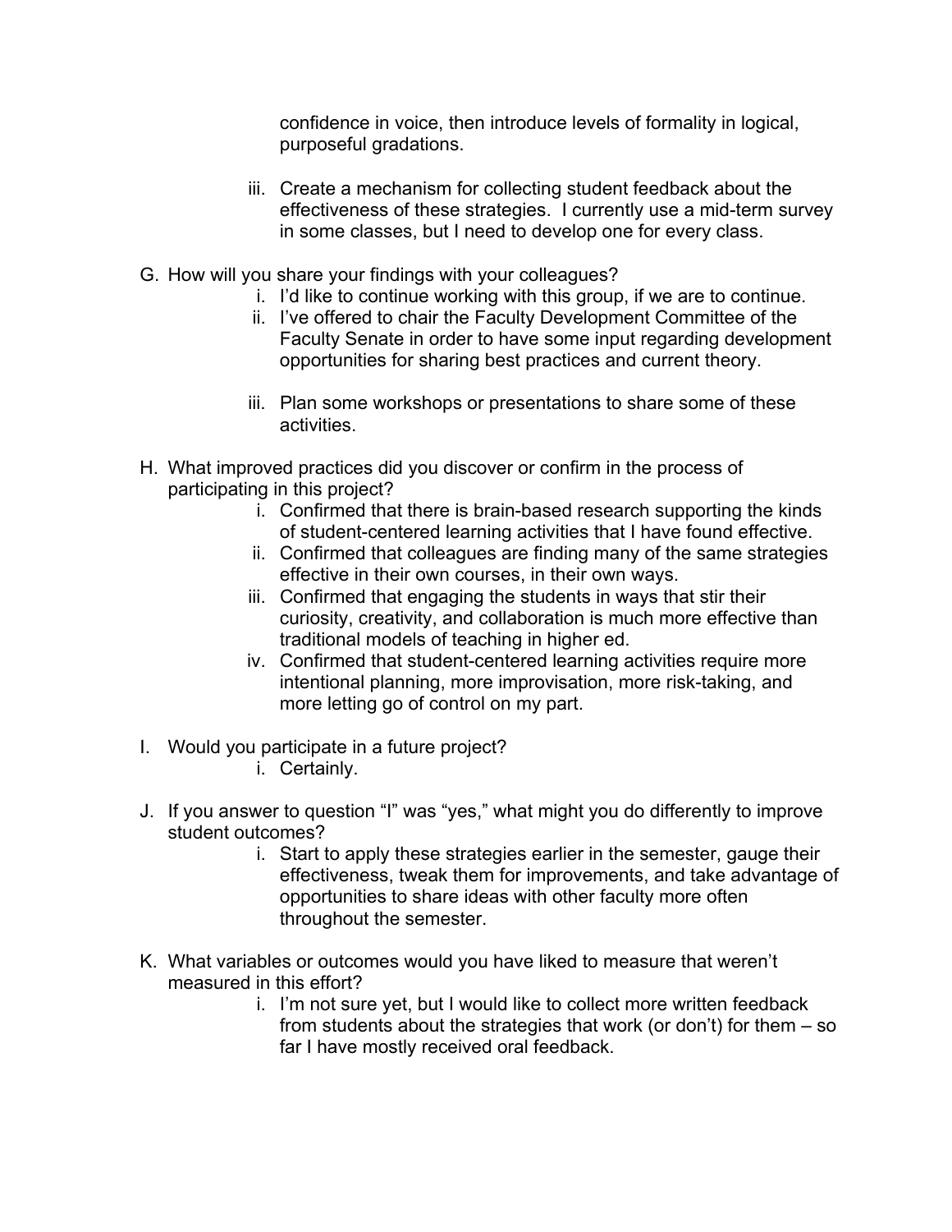confidence in voice, then introduce levels of formality in logical, purposeful gradations.

iii. Create a mechanism for collecting student feedback about the effectiveness of these strategies. I currently use a mid-term survey in some classes, but I need to develop one for every class.

G. How will you share your findings with your colleagues?

  i. I'd like to continue working with this group, if we are to continue.
  ii. I've offered to chair the Faculty Development Committee of the Faculty Senate in order to have some input regarding development opportunities for sharing best practices and current theory.
  iii. Plan some workshops or presentations to share some of these activities.

H. What improved practices did you discover or confirm in the process of participating in this project?

  i. Confirmed that there is brain-based research supporting the kinds of student-centered learning activities that I have found effective.
  ii. Confirmed that colleagues are finding many of the same strategies effective in their own courses, in their own ways.
  iii. Confirmed that engaging the students in ways that stir their curiosity, creativity, and collaboration is much more effective than traditional models of teaching in higher ed.
  iv. Confirmed that student-centered learning activities require more intentional planning, more improvisation, more risk-taking, and more letting go of control on my part.

I. Would you participate in a future project?

  i. Certainly.

J. If you answer to question "I" was "yes," what might you do differently to improve student outcomes?

  i. Start to apply these strategies earlier in the semester, gauge their effectiveness, tweak them for improvements, and take advantage of opportunities to share ideas with other faculty more often throughout the semester.

K. What variables or outcomes would you have liked to measure that weren't measured in this effort?

  i. I'm not sure yet, but I would like to collect more written feedback from students about the strategies that work (or don't) for them – so far I have mostly received oral feedback.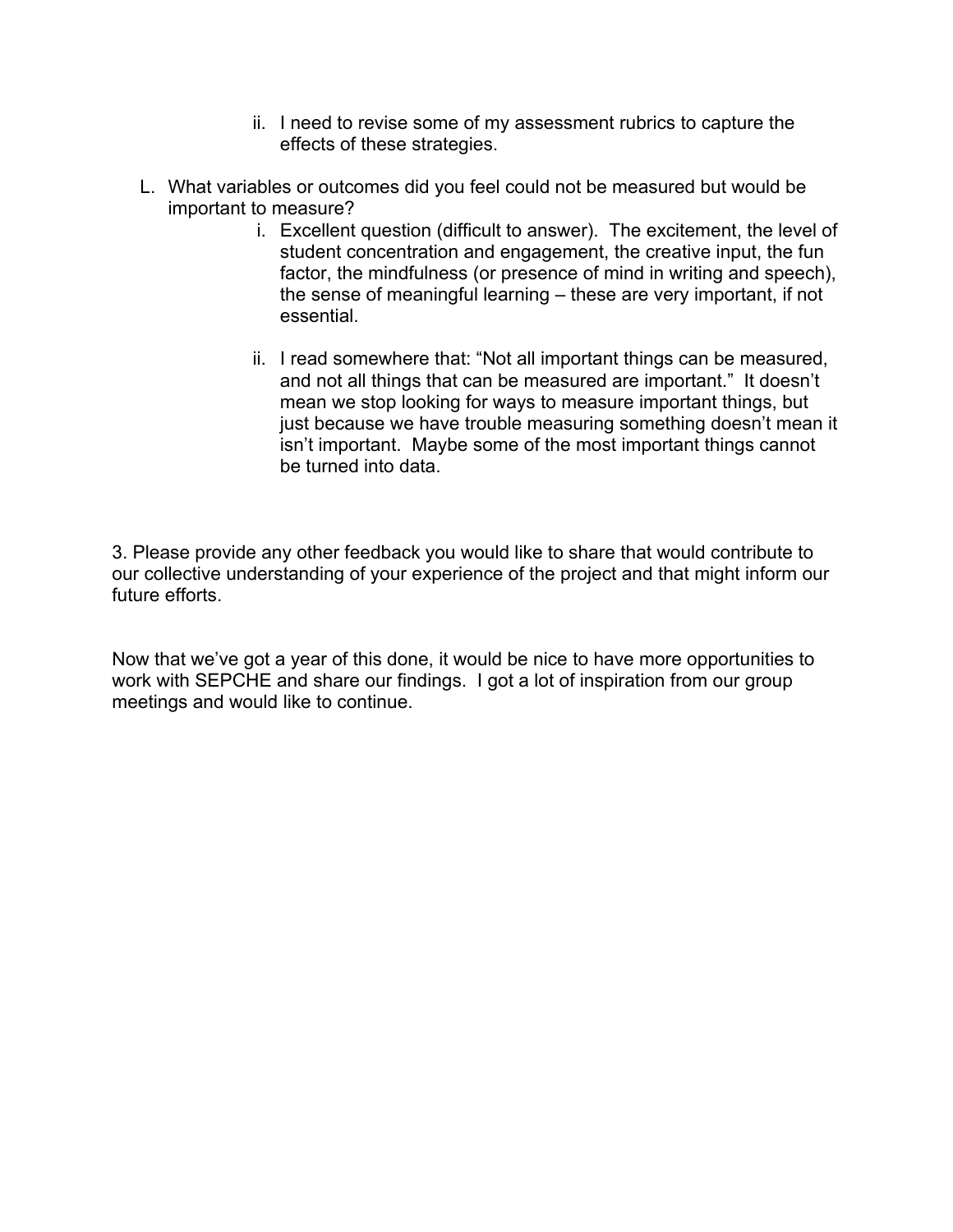ii. I need to revise some of my assessment rubrics to capture the effects of these strategies.

L. What variables or outcomes did you feel could not be measured but would be important to measure?

i. Excellent question (difficult to answer). The excitement, the level of student concentration and engagement, the creative input, the fun factor, the mindfulness (or presence of mind in writing and speech), the sense of meaningful learning – these are very important, if not essential.

ii. I read somewhere that: “Not all important things can be measured, and not all things that can be measured are important.” It doesn’t mean we stop looking for ways to measure important things, but just because we have trouble measuring something doesn’t mean it isn’t important. Maybe some of the most important things cannot be turned into data.

3. Please provide any other feedback you would like to share that would contribute to our collective understanding of your experience of the project and that might inform our future efforts.

Now that we’ve got a year of this done, it would be nice to have more opportunities to work with SEPCHE and share our findings. I got a lot of inspiration from our group meetings and would like to continue.